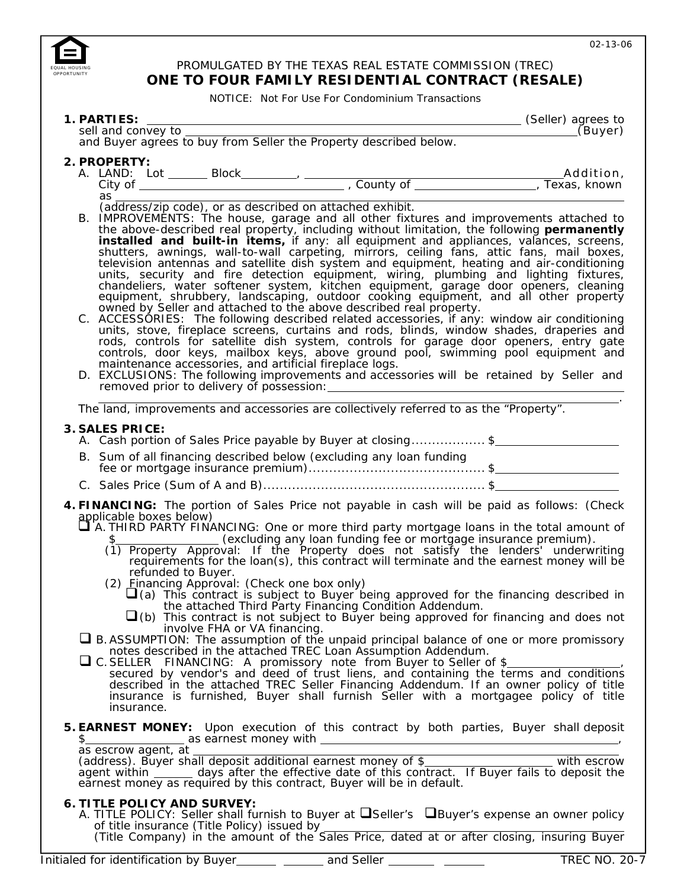02-13-06

PROMULGATED BY THE TEXAS REAL ESTATE COMMISSION (TREC)

# ONE TO FOUR FAMILY RESIDENTIAL CONTRACT (RESALE)

NOTICE: Not For Use For Condominium Transactions

**1. PARTIES:** ____________________________________________ (Seller) agrees to sell and convey to ____________________________________________ (Buyer) and Buyer agrees to buy from Seller the Property described below.

**2. PROPERTY:**

A. LAND: Lot ______ Block ________, ____________________________________ Addition, City of ______________________________ , County of __________________, Texas, known as ____________________________________________________________ (address/zip code), or as described on attached exhibit.

B. IMPROVEMENTS: The house, garage and all other fixtures and improvements attached to the above-described real property, including without limitation, the following **permanently installed and built-in items,** if any: all equipment and appliances, valances, screens, shutters, awnings, wall-to-wall carpeting, mirrors, ceiling fans, attic fans, mail boxes, television antennas and satellite dish system and equipment, heating and air-conditioning units, security and fire detection equipment, wiring, plumbing and lighting fixtures, chandeliers, water softener system, kitchen equipment, garage door openers, cleaning equipment, shrubbery, landscaping, outdoor cooking equipment, and all other property owned by Seller and attached to the above described real property.

C. ACCESSORIES: The following described related accessories, if any: window air conditioning units, stove, fireplace screens, curtains and rods, blinds, window shades, draperies and rods, controls for satellite dish system, controls for garage door openers, entry gate controls, door keys, mailbox keys, above ground pool, swimming pool equipment and maintenance accessories, and artificial fireplace logs.

D. EXCLUSIONS: The following improvements and accessories will be retained by Seller and removed prior to delivery of possession: ____________________________________________ ____________________________________________________________.

The land, improvements and accessories are collectively referred to as the "Property".

**3. SALES PRICE:**

A. Cash portion of Sales Price payable by Buyer at closing.................. $__________________

B. Sum of all financing described below (excluding any loan funding fee or mortgage insurance premium)........................................... $__________________

C. Sales Price (Sum of A and B)...................................................... $__________________

**4. FINANCING:** The portion of Sales Price not payable in cash will be paid as follows: (Check applicable boxes below)

☐ A. THIRD PARTY FINANCING: One or more third party mortgage loans in the total amount of $________________ (excluding any loan funding fee or mortgage insurance premium).

(1) Property Approval: If the Property does not satisfy the lenders' underwriting requirements for the loan(s), this contract will terminate and the earnest money will be refunded to Buyer.

(2) Financing Approval: (Check one box only)

☐ (a) This contract is subject to Buyer being approved for the financing described in the attached Third Party Financing Condition Addendum.

☐ (b) This contract is not subject to Buyer being approved for financing and does not involve FHA or VA financing.

☐ B. ASSUMPTION: The assumption of the unpaid principal balance of one or more promissory notes described in the attached TREC Loan Assumption Addendum.

☐ C. SELLER FINANCING: A promissory note from Buyer to Seller of $________________, secured by vendor's and deed of trust liens, and containing the terms and conditions described in the attached TREC Seller Financing Addendum. If an owner policy of title insurance is furnished, Buyer shall furnish Seller with a mortgagee policy of title insurance.

**5. EARNEST MONEY:** Upon execution of this contract by both parties, Buyer shall deposit $________________ as earnest money with ____________________________________________, as escrow agent, at ____________________________________________________________ (address). Buyer shall deposit additional earnest money of $____________________ with escrow agent within ______ days after the effective date of this contract. If Buyer fails to deposit the earnest money as required by this contract, Buyer will be in default.

**6. TITLE POLICY AND SURVEY:**

A. TITLE POLICY: Seller shall furnish to Buyer at ☐Seller's ☐Buyer's expense an owner policy of title insurance (Title Policy) issued by ____________________________________________ (Title Company) in the amount of the Sales Price, dated at or after closing, insuring Buyer

Initialed for identification by Buyer______ ______ and Seller _______ ______ TREC NO. 20-7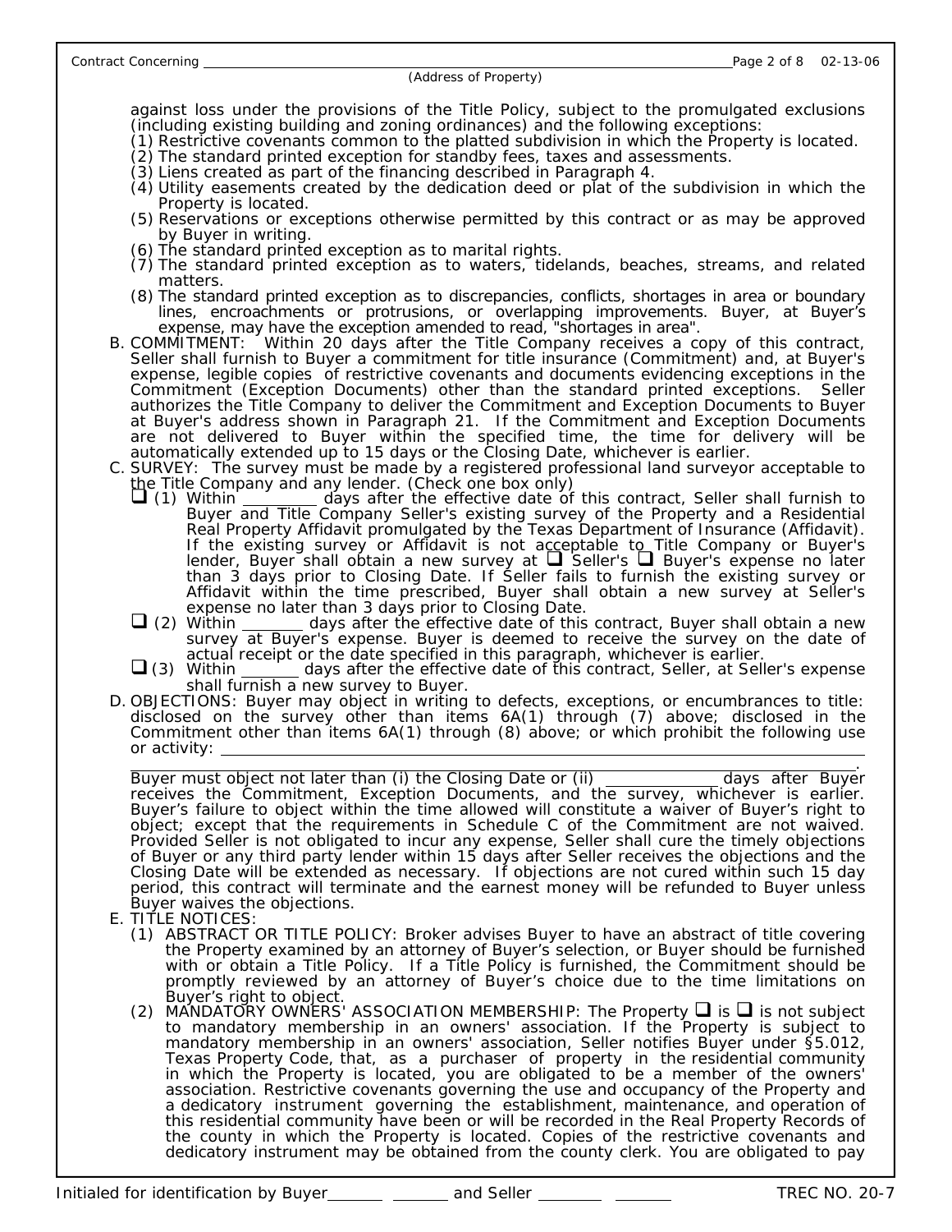against loss under the provisions of the Title Policy, subject to the promulgated exclusions (including existing building and zoning ordinances) and the following exceptions:

(1) Restrictive covenants common to the platted subdivision in which the Property is located.
(2) The standard printed exception for standby fees, taxes and assessments.
(3) Liens created as part of the financing described in Paragraph 4.
(4) Utility easements created by the dedication deed or plat of the subdivision in which the Property is located.
(5) Reservations or exceptions otherwise permitted by this contract or as may be approved by Buyer in writing.
(6) The standard printed exception as to marital rights.
(7) The standard printed exception as to waters, tidelands, beaches, streams, and related matters.
(8) The standard printed exception as to discrepancies, conflicts, shortages in area or boundary lines, encroachments or protrusions, or overlapping improvements. Buyer, at Buyer's expense, may have the exception amended to read, "shortages in area".

B. COMMITMENT: Within 20 days after the Title Company receives a copy of this contract, Seller shall furnish to Buyer a commitment for title insurance (Commitment) and, at Buyer's expense, legible copies of restrictive covenants and documents evidencing exceptions in the Commitment (Exception Documents) other than the standard printed exceptions. Seller authorizes the Title Company to deliver the Commitment and Exception Documents to Buyer at Buyer's address shown in Paragraph 21. If the Commitment and Exception Documents are not delivered to Buyer within the specified time, the time for delivery will be automatically extended up to 15 days or the Closing Date, whichever is earlier.

C. SURVEY: The survey must be made by a registered professional land surveyor acceptable to the Title Company and any lender. (Check one box only)

- ☐ (1) Within _________ days after the effective date of this contract, Seller shall furnish to Buyer and Title Company Seller's existing survey of the Property and a Residential Real Property Affidavit promulgated by the Texas Department of Insurance (Affidavit). If the existing survey or Affidavit is not acceptable to Title Company or Buyer's lender, Buyer shall obtain a new survey at ☐ Seller's ☐ Buyer's expense no later than 3 days prior to Closing Date. If Seller fails to furnish the existing survey or Affidavit within the time prescribed, Buyer shall obtain a new survey at Seller's expense no later than 3 days prior to Closing Date.
- ☐ (2) Within _______ days after the effective date of this contract, Buyer shall obtain a new survey at Buyer's expense. Buyer is deemed to receive the survey on the date of actual receipt or the date specified in this paragraph, whichever is earlier.
- ☐ (3) Within _______ days after the effective date of this contract, Seller, at Seller's expense shall furnish a new survey to Buyer.

D. OBJECTIONS: Buyer may object in writing to defects, exceptions, or encumbrances to title: disclosed on the survey other than items 6A(1) through (7) above; disclosed in the Commitment other than items 6A(1) through (8) above; or which prohibit the following use or activity: ______________________________________________________________________

______________________________________________________________________________.

Buyer must object not later than (i) the Closing Date or (ii) ______________ days after Buyer receives the Commitment, Exception Documents, and the survey, whichever is earlier. Buyer's failure to object within the time allowed will constitute a waiver of Buyer's right to object; except that the requirements in Schedule C of the Commitment are not waived. Provided Seller is not obligated to incur any expense, Seller shall cure the timely objections of Buyer or any third party lender within 15 days after Seller receives the objections and the Closing Date will be extended as necessary. If objections are not cured within such 15 day period, this contract will terminate and the earnest money will be refunded to Buyer unless Buyer waives the objections.

E. TITLE NOTICES:

(1) ABSTRACT OR TITLE POLICY: Broker advises Buyer to have an abstract of title covering the Property examined by an attorney of Buyer's selection, or Buyer should be furnished with or obtain a Title Policy. If a Title Policy is furnished, the Commitment should be promptly reviewed by an attorney of Buyer's choice due to the time limitations on Buyer's right to object.

(2) MANDATORY OWNERS' ASSOCIATION MEMBERSHIP: The Property ☐ is ☐ is not subject to mandatory membership in an owners' association. If the Property is subject to mandatory membership in an owners' association, Seller notifies Buyer under §5.012, Texas Property Code, that, as a purchaser of property in the residential community in which the Property is located, you are obligated to be a member of the owners' association. Restrictive covenants governing the use and occupancy of the Property and a dedicatory instrument governing the establishment, maintenance, and operation of this residential community have been or will be recorded in the Real Property Records of the county in which the Property is located. Copies of the restrictive covenants and dedicatory instrument may be obtained from the county clerk. You are obligated to pay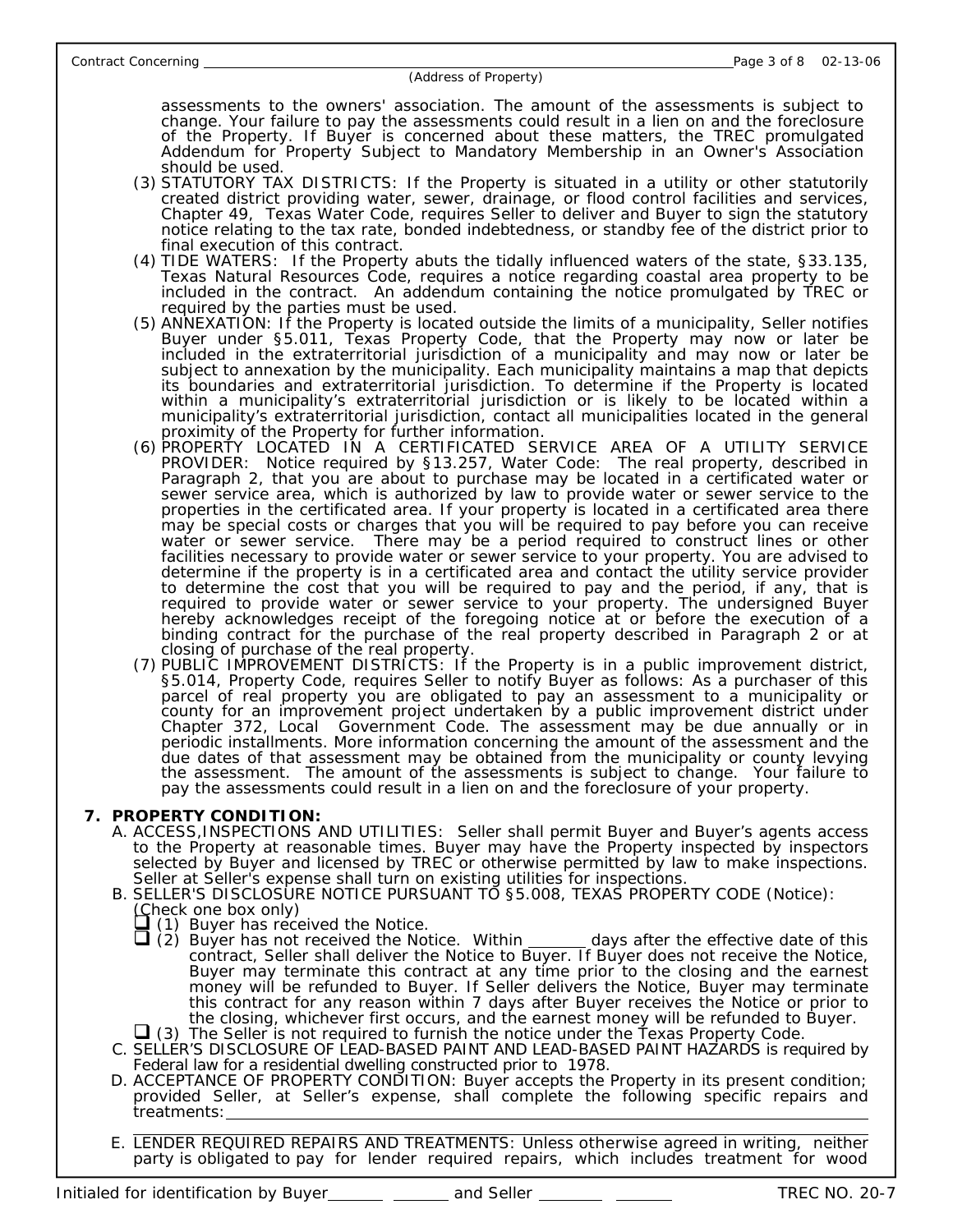assessments to the owners' association. The amount of the assessments is subject to change. Your failure to pay the assessments could result in a lien on and the foreclosure of the Property. If Buyer is concerned about these matters, the TREC promulgated Addendum for Property Subject to Mandatory Membership in an Owner's Association should be used.

(3) STATUTORY TAX DISTRICTS: If the Property is situated in a utility or other statutorily created district providing water, sewer, drainage, or flood control facilities and services, Chapter 49, Texas Water Code, requires Seller to deliver and Buyer to sign the statutory notice relating to the tax rate, bonded indebtedness, or standby fee of the district prior to final execution of this contract.

(4) TIDE WATERS: If the Property abuts the tidally influenced waters of the state, §33.135, Texas Natural Resources Code, requires a notice regarding coastal area property to be included in the contract. An addendum containing the notice promulgated by TREC or required by the parties must be used.

(5) ANNEXATION: If the Property is located outside the limits of a municipality, Seller notifies Buyer under §5.011, Texas Property Code, that the Property may now or later be included in the extraterritorial jurisdiction of a municipality and may now or later be subject to annexation by the municipality. Each municipality maintains a map that depicts its boundaries and extraterritorial jurisdiction. To determine if the Property is located within a municipality's extraterritorial jurisdiction or is likely to be located within a municipality's extraterritorial jurisdiction, contact all municipalities located in the general proximity of the Property for further information.

(6) PROPERTY LOCATED IN A CERTIFICATED SERVICE AREA OF A UTILITY SERVICE PROVIDER: Notice required by §13.257, Water Code: The real property, described in Paragraph 2, that you are about to purchase may be located in a certificated water or sewer service area, which is authorized by law to provide water or sewer service to the properties in the certificated area. If your property is located in a certificated area there may be special costs or charges that you will be required to pay before you can receive water or sewer service. There may be a period required to construct lines or other facilities necessary to provide water or sewer service to your property. You are advised to determine if the property is in a certificated area and contact the utility service provider to determine the cost that you will be required to pay and the period, if any, that is required to provide water or sewer service to your property. The undersigned Buyer hereby acknowledges receipt of the foregoing notice at or before the execution of a binding contract for the purchase of the real property described in Paragraph 2 or at closing of purchase of the real property.

(7) PUBLIC IMPROVEMENT DISTRICTS: If the Property is in a public improvement district, §5.014, Property Code, requires Seller to notify Buyer as follows: As a purchaser of this parcel of real property you are obligated to pay an assessment to a municipality or county for an improvement project undertaken by a public improvement district under Chapter 372, Local Government Code. The assessment may be due annually or in periodic installments. More information concerning the amount of the assessment and the due dates of that assessment may be obtained from the municipality or county levying the assessment. The amount of the assessments is subject to change. Your failure to pay the assessments could result in a lien on and the foreclosure of your property.

**7. PROPERTY CONDITION:**

A. ACCESS,INSPECTIONS AND UTILITIES: Seller shall permit Buyer and Buyer's agents access to the Property at reasonable times. Buyer may have the Property inspected by inspectors selected by Buyer and licensed by TREC or otherwise permitted by law to make inspections. Seller at Seller's expense shall turn on existing utilities for inspections.

B. SELLER'S DISCLOSURE NOTICE PURSUANT TO §5.008, TEXAS PROPERTY CODE (Notice): (Check one box only)

- ☐ (1) Buyer has received the Notice.
- ☐ (2) Buyer has not received the Notice. Within _______ days after the effective date of this contract, Seller shall deliver the Notice to Buyer. If Buyer does not receive the Notice, Buyer may terminate this contract at any time prior to the closing and the earnest money will be refunded to Buyer. If Seller delivers the Notice, Buyer may terminate this contract for any reason within 7 days after Buyer receives the Notice or prior to the closing, whichever first occurs, and the earnest money will be refunded to Buyer.
- ☐ (3) The Seller is not required to furnish the notice under the Texas Property Code.

C. SELLER'S DISCLOSURE OF LEAD-BASED PAINT AND LEAD-BASED PAINT HAZARDS is required by Federal law for a residential dwelling constructed prior to 1978.

D. ACCEPTANCE OF PROPERTY CONDITION: Buyer accepts the Property in its present condition; provided Seller, at Seller's expense, shall complete the following specific repairs and treatments: ____________________________________________

____________________________________________

E. LENDER REQUIRED REPAIRS AND TREATMENTS: Unless otherwise agreed in writing, neither party is obligated to pay for lender required repairs, which includes treatment for wood

Initialed for identification by Buyer_______ _______ and Seller _______ _______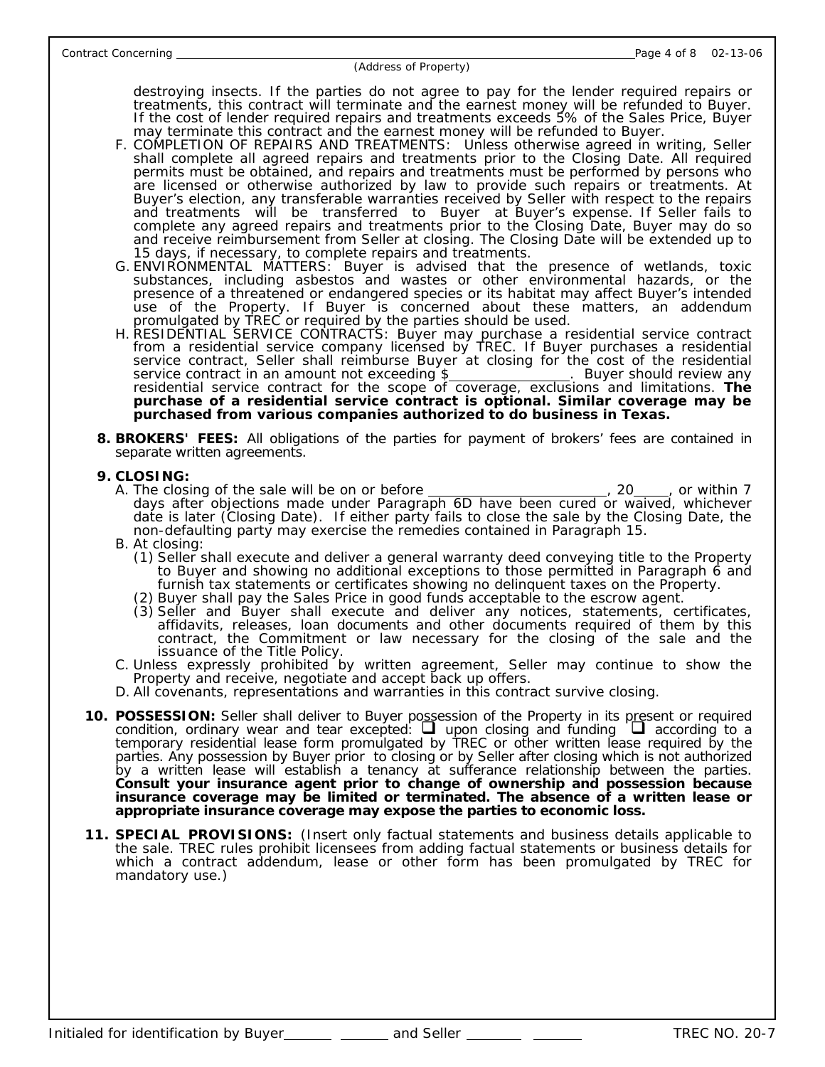destroying insects. If the parties do not agree to pay for the lender required repairs or treatments, this contract will terminate and the earnest money will be refunded to Buyer. If the cost of lender required repairs and treatments exceeds 5% of the Sales Price, Buyer may terminate this contract and the earnest money will be refunded to Buyer.

F. COMPLETION OF REPAIRS AND TREATMENTS: Unless otherwise agreed in writing, Seller shall complete all agreed repairs and treatments prior to the Closing Date. All required permits must be obtained, and repairs and treatments must be performed by persons who are licensed or otherwise authorized by law to provide such repairs or treatments. At Buyer's election, any transferable warranties received by Seller with respect to the repairs and treatments will be transferred to Buyer at Buyer's expense. If Seller fails to complete any agreed repairs and treatments prior to the Closing Date, Buyer may do so and receive reimbursement from Seller at closing. The Closing Date will be extended up to 15 days, if necessary, to complete repairs and treatments.

G. ENVIRONMENTAL MATTERS: Buyer is advised that the presence of wetlands, toxic substances, including asbestos and wastes or other environmental hazards, or the presence of a threatened or endangered species or its habitat may affect Buyer's intended use of the Property. If Buyer is concerned about these matters, an addendum promulgated by TREC or required by the parties should be used.

H. RESIDENTIAL SERVICE CONTRACTS: Buyer may purchase a residential service contract from a residential service company licensed by TREC. If Buyer purchases a residential service contract, Seller shall reimburse Buyer at closing for the cost of the residential service contract in an amount not exceeding $_______________. Buyer should review any residential service contract for the scope of coverage, exclusions and limitations. **The purchase of a residential service contract is optional. Similar coverage may be purchased from various companies authorized to do business in Texas.**

**8. BROKERS' FEES:** All obligations of the parties for payment of brokers' fees are contained in separate written agreements.

**9. CLOSING:**

A. The closing of the sale will be on or before _______________________, 20_____, or within 7 days after objections made under Paragraph 6D have been cured or waived, whichever date is later (Closing Date). If either party fails to close the sale by the Closing Date, the non-defaulting party may exercise the remedies contained in Paragraph 15.

B. At closing:
   (1) Seller shall execute and deliver a general warranty deed conveying title to the Property to Buyer and showing no additional exceptions to those permitted in Paragraph 6 and furnish tax statements or certificates showing no delinquent taxes on the Property.
   (2) Buyer shall pay the Sales Price in good funds acceptable to the escrow agent.
   (3) Seller and Buyer shall execute and deliver any notices, statements, certificates, affidavits, releases, loan documents and other documents required of them by this contract, the Commitment or law necessary for the closing of the sale and the issuance of the Title Policy.

C. Unless expressly prohibited by written agreement, Seller may continue to show the Property and receive, negotiate and accept back up offers.

D. All covenants, representations and warranties in this contract survive closing.

**10. POSSESSION:** Seller shall deliver to Buyer possession of the Property in its present or required condition, ordinary wear and tear excepted: ❑ upon closing and funding ❑ according to a temporary residential lease form promulgated by TREC or other written lease required by the parties. Any possession by Buyer prior to closing or by Seller after closing which is not authorized by a written lease will establish a tenancy at sufferance relationship between the parties. **Consult your insurance agent prior to change of ownership and possession because insurance coverage may be limited or terminated. The absence of a written lease or appropriate insurance coverage may expose the parties to economic loss.**

**11. SPECIAL PROVISIONS:** (Insert only factual statements and business details applicable to the sale. TREC rules prohibit licensees from adding factual statements or business details for which a contract addendum, lease or other form has been promulgated by TREC for mandatory use.)

Initialed for identification by Buyer_______ _______ and Seller _______ _______ TREC NO. 20-7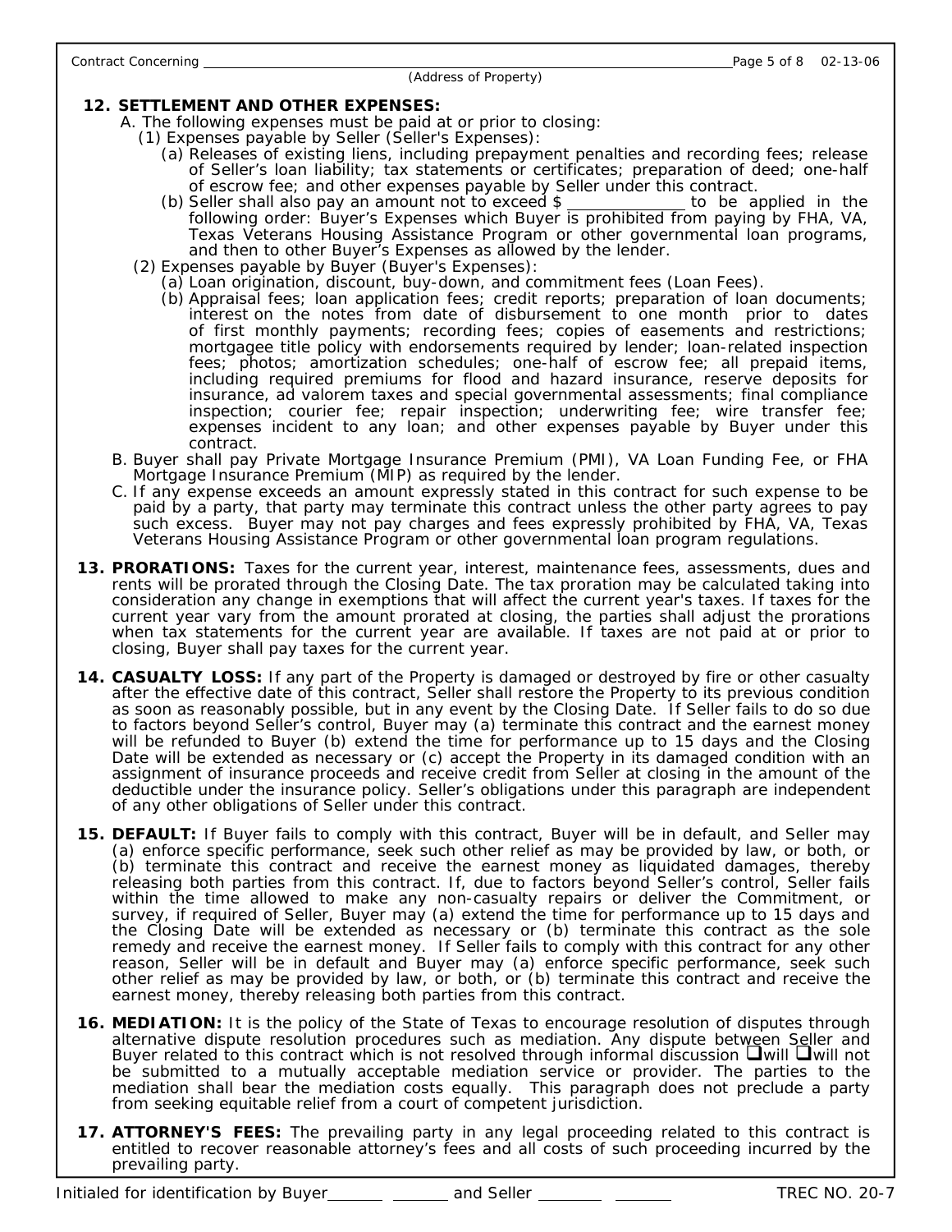**12. SETTLEMENT AND OTHER EXPENSES:**

A. The following expenses must be paid at or prior to closing:

(1) Expenses payable by Seller (Seller's Expenses):

(a) Releases of existing liens, including prepayment penalties and recording fees; release of Seller's loan liability; tax statements or certificates; preparation of deed; one-half of escrow fee; and other expenses payable by Seller under this contract.

(b) Seller shall also pay an amount not to exceed $ _____________ to be applied in the following order: Buyer's Expenses which Buyer is prohibited from paying by FHA, VA, Texas Veterans Housing Assistance Program or other governmental loan programs, and then to other Buyer's Expenses as allowed by the lender.

(2) Expenses payable by Buyer (Buyer's Expenses):

(a) Loan origination, discount, buy-down, and commitment fees (Loan Fees).

(b) Appraisal fees; loan application fees; credit reports; preparation of loan documents; interest on the notes from date of disbursement to one month prior to dates of first monthly payments; recording fees; copies of easements and restrictions; mortgagee title policy with endorsements required by lender; loan-related inspection fees; photos; amortization schedules; one-half of escrow fee; all prepaid items, including required premiums for flood and hazard insurance, reserve deposits for insurance, ad valorem taxes and special governmental assessments; final compliance inspection; courier fee; repair inspection; underwriting fee; wire transfer fee; expenses incident to any loan; and other expenses payable by Buyer under this contract.

B. Buyer shall pay Private Mortgage Insurance Premium (PMI), VA Loan Funding Fee, or FHA Mortgage Insurance Premium (MIP) as required by the lender.

C. If any expense exceeds an amount expressly stated in this contract for such expense to be paid by a party, that party may terminate this contract unless the other party agrees to pay such excess. Buyer may not pay charges and fees expressly prohibited by FHA, VA, Texas Veterans Housing Assistance Program or other governmental loan program regulations.

**13. PRORATIONS:** Taxes for the current year, interest, maintenance fees, assessments, dues and rents will be prorated through the Closing Date. The tax proration may be calculated taking into consideration any change in exemptions that will affect the current year's taxes. If taxes for the current year vary from the amount prorated at closing, the parties shall adjust the prorations when tax statements for the current year are available. If taxes are not paid at or prior to closing, Buyer shall pay taxes for the current year.

**14. CASUALTY LOSS:** If any part of the Property is damaged or destroyed by fire or other casualty after the effective date of this contract, Seller shall restore the Property to its previous condition as soon as reasonably possible, but in any event by the Closing Date. If Seller fails to do so due to factors beyond Seller's control, Buyer may (a) terminate this contract and the earnest money will be refunded to Buyer (b) extend the time for performance up to 15 days and the Closing Date will be extended as necessary or (c) accept the Property in its damaged condition with an assignment of insurance proceeds and receive credit from Seller at closing in the amount of the deductible under the insurance policy. Seller's obligations under this paragraph are independent of any other obligations of Seller under this contract.

**15. DEFAULT:** If Buyer fails to comply with this contract, Buyer will be in default, and Seller may (a) enforce specific performance, seek such other relief as may be provided by law, or both, or (b) terminate this contract and receive the earnest money as liquidated damages, thereby releasing both parties from this contract. If, due to factors beyond Seller's control, Seller fails within the time allowed to make any non-casualty repairs or deliver the Commitment, or survey, if required of Seller, Buyer may (a) extend the time for performance up to 15 days and the Closing Date will be extended as necessary or (b) terminate this contract as the sole remedy and receive the earnest money. If Seller fails to comply with this contract for any other reason, Seller will be in default and Buyer may (a) enforce specific performance, seek such other relief as may be provided by law, or both, or (b) terminate this contract and receive the earnest money, thereby releasing both parties from this contract.

**16. MEDIATION:** It is the policy of the State of Texas to encourage resolution of disputes through alternative dispute resolution procedures such as mediation. Any dispute between Seller and Buyer related to this contract which is not resolved through informal discussion ☐ will ☐ will not be submitted to a mutually acceptable mediation service or provider. The parties to the mediation shall bear the mediation costs equally. This paragraph does not preclude a party from seeking equitable relief from a court of competent jurisdiction.

**17. ATTORNEY'S FEES:** The prevailing party in any legal proceeding related to this contract is entitled to recover reasonable attorney's fees and all costs of such proceeding incurred by the prevailing party.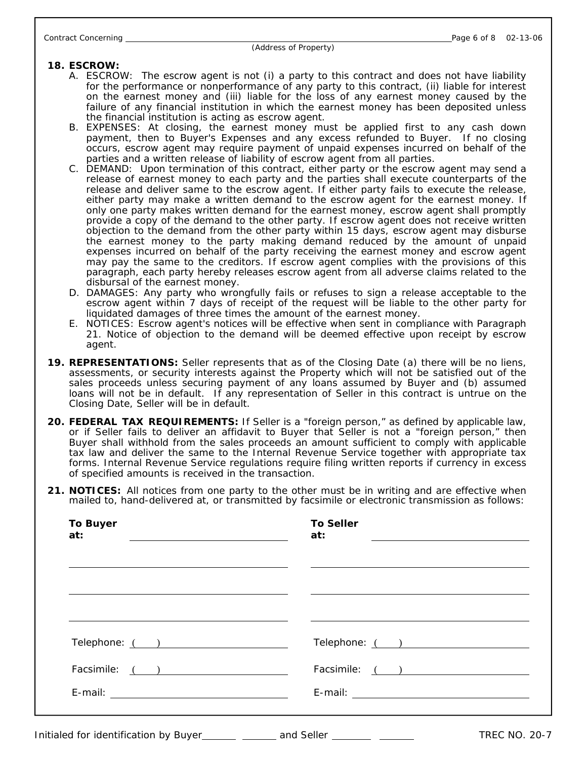Contract Concerning ______________________________________________
(Address of Property)

**18. ESCROW:**

A. ESCROW: The escrow agent is not (i) a party to this contract and does not have liability for the performance or nonperformance of any party to this contract, (ii) liable for interest on the earnest money and (iii) liable for the loss of any earnest money caused by the failure of any financial institution in which the earnest money has been deposited unless the financial institution is acting as escrow agent.

B. EXPENSES: At closing, the earnest money must be applied first to any cash down payment, then to Buyer's Expenses and any excess refunded to Buyer. If no closing occurs, escrow agent may require payment of unpaid expenses incurred on behalf of the parties and a written release of liability of escrow agent from all parties.

C. DEMAND: Upon termination of this contract, either party or the escrow agent may send a release of earnest money to each party and the parties shall execute counterparts of the release and deliver same to the escrow agent. If either party fails to execute the release, either party may make a written demand to the escrow agent for the earnest money. If only one party makes written demand for the earnest money, escrow agent shall promptly provide a copy of the demand to the other party. If escrow agent does not receive written objection to the demand from the other party within 15 days, escrow agent may disburse the earnest money to the party making demand reduced by the amount of unpaid expenses incurred on behalf of the party receiving the earnest money and escrow agent may pay the same to the creditors. If escrow agent complies with the provisions of this paragraph, each party hereby releases escrow agent from all adverse claims related to the disbursal of the earnest money.

D. DAMAGES: Any party who wrongfully fails or refuses to sign a release acceptable to the escrow agent within 7 days of receipt of the request will be liable to the other party for liquidated damages of three times the amount of the earnest money.

E. NOTICES: Escrow agent's notices will be effective when sent in compliance with Paragraph 21. Notice of objection to the demand will be deemed effective upon receipt by escrow agent.

**19. REPRESENTATIONS:** Seller represents that as of the Closing Date (a) there will be no liens, assessments, or security interests against the Property which will not be satisfied out of the sales proceeds unless securing payment of any loans assumed by Buyer and (b) assumed loans will not be in default. If any representation of Seller in this contract is untrue on the Closing Date, Seller will be in default.

**20. FEDERAL TAX REQUIREMENTS:** If Seller is a "foreign person," as defined by applicable law, or if Seller fails to deliver an affidavit to Buyer that Seller is not a "foreign person," then Buyer shall withhold from the sales proceeds an amount sufficient to comply with applicable tax law and deliver the same to the Internal Revenue Service together with appropriate tax forms. Internal Revenue Service regulations require filing written reports if currency in excess of specified amounts is received in the transaction.

**21. NOTICES:** All notices from one party to the other must be in writing and are effective when mailed to, hand-delivered at, or transmitted by facsimile or electronic transmission as follows:

| | |
|---|---|
| **To Buyer at:** ______________ | **To Seller at:** ______________ |
| ______________ | ______________ |
| ______________ | ______________ |
| ______________ | ______________ |
| Telephone: ( ) ______________ | Telephone: ( ) ______________ |
| Facsimile: ( ) ______________ | Facsimile: ( ) ______________ |
| E-mail: ______________ | E-mail: ______________ |

Initialed for identification by Buyer ______ ______ and Seller ______ ______ TREC NO. 20-7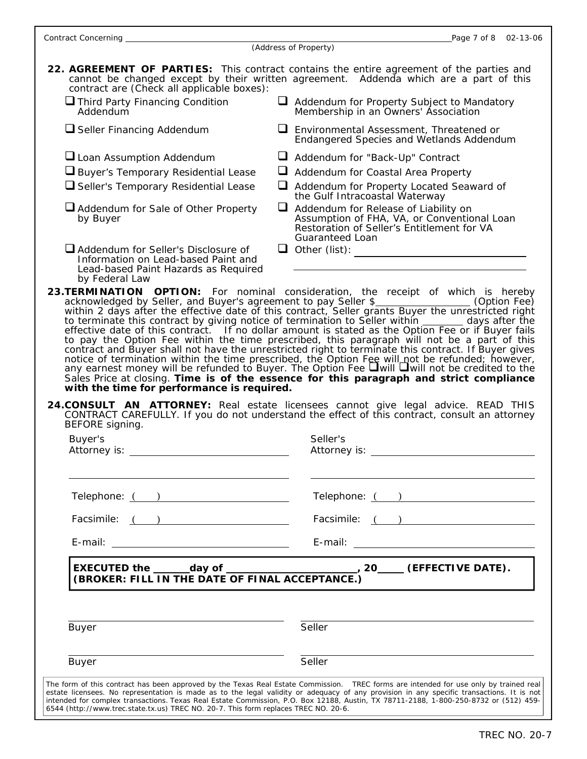Contract Concerning ______________________________________________________ (Address of Property)

**22. AGREEMENT OF PARTIES:** This contract contains the entire agreement of the parties and cannot be changed except by their written agreement. Addenda which are a part of this contract are (Check all applicable boxes):

- ☐ Third Party Financing Condition Addendum
- ☐ Seller Financing Addendum
- ☐ Loan Assumption Addendum
- ☐ Buyer's Temporary Residential Lease
- ☐ Seller's Temporary Residential Lease
- ☐ Addendum for Sale of Other Property by Buyer
- ☐ Addendum for Seller's Disclosure of Information on Lead-based Paint and Lead-based Paint Hazards as Required by Federal Law
- ☐ Addendum for Property Subject to Mandatory Membership in an Owners' Association
- ☐ Environmental Assessment, Threatened or Endangered Species and Wetlands Addendum
- ☐ Addendum for "Back-Up" Contract
- ☐ Addendum for Coastal Area Property
- ☐ Addendum for Property Located Seaward of the Gulf Intracoastal Waterway
- ☐ Addendum for Release of Liability on Assumption of FHA, VA, or Conventional Loan Restoration of Seller's Entitlement for VA Guaranteed Loan
- ☐ Other (list): ______________________________

**23. TERMINATION OPTION:** For nominal consideration, the receipt of which is hereby acknowledged by Seller, and Buyer's agreement to pay Seller $__________ (Option Fee) within 2 days after the effective date of this contract, Seller grants Buyer the unrestricted right to terminate this contract by giving notice of termination to Seller within ______ days after the effective date of this contract. If no dollar amount is stated as the Option Fee or if Buyer fails to pay the Option Fee within the time prescribed, this paragraph will not be a part of this contract and Buyer shall not have the unrestricted right to terminate this contract. If Buyer gives notice of termination within the time prescribed, the Option Fee will not be refunded; however, any earnest money will be refunded to Buyer. The Option Fee ☐will ☐will not be credited to the Sales Price at closing. **Time is of the essence for this paragraph and strict compliance with the time for performance is required.**

**24. CONSULT AN ATTORNEY:** Real estate licensees cannot give legal advice. READ THIS CONTRACT CAREFULLY. If you do not understand the effect of this contract, consult an attorney BEFORE signing.

| Buyer's | Seller's |
|---|---|
| Attorney is: ____________________ | Attorney is: ____________________ |
| ____________________ | ____________________ |
| Telephone: ( ) ____________ | Telephone: ( ) ____________ |
| Facsimile: ( ) ____________ | Facsimile: ( ) ____________ |
| E-mail: ____________________ | E-mail: ____________________ |

**EXECUTED the ______ day of ____________________, 20____ (EFFECTIVE DATE). (BROKER: FILL IN THE DATE OF FINAL ACCEPTANCE.)**

| | |
|---|---|
| ____________________ Buyer | ____________________ Seller |
| ____________________ Buyer | ____________________ Seller |

The form of this contract has been approved by the Texas Real Estate Commission. TREC forms are intended for use only by trained real estate licensees. No representation is made as to the legal validity or adequacy of any provision in any specific transactions. It is not intended for complex transactions. Texas Real Estate Commission, P.O. Box 12188, Austin, TX 78711-2188, 1-800-250-8732 or (512) 459-6544 (http://www.trec.state.tx.us) TREC NO. 20-7. This form replaces TREC NO. 20-6.

TREC NO. 20-7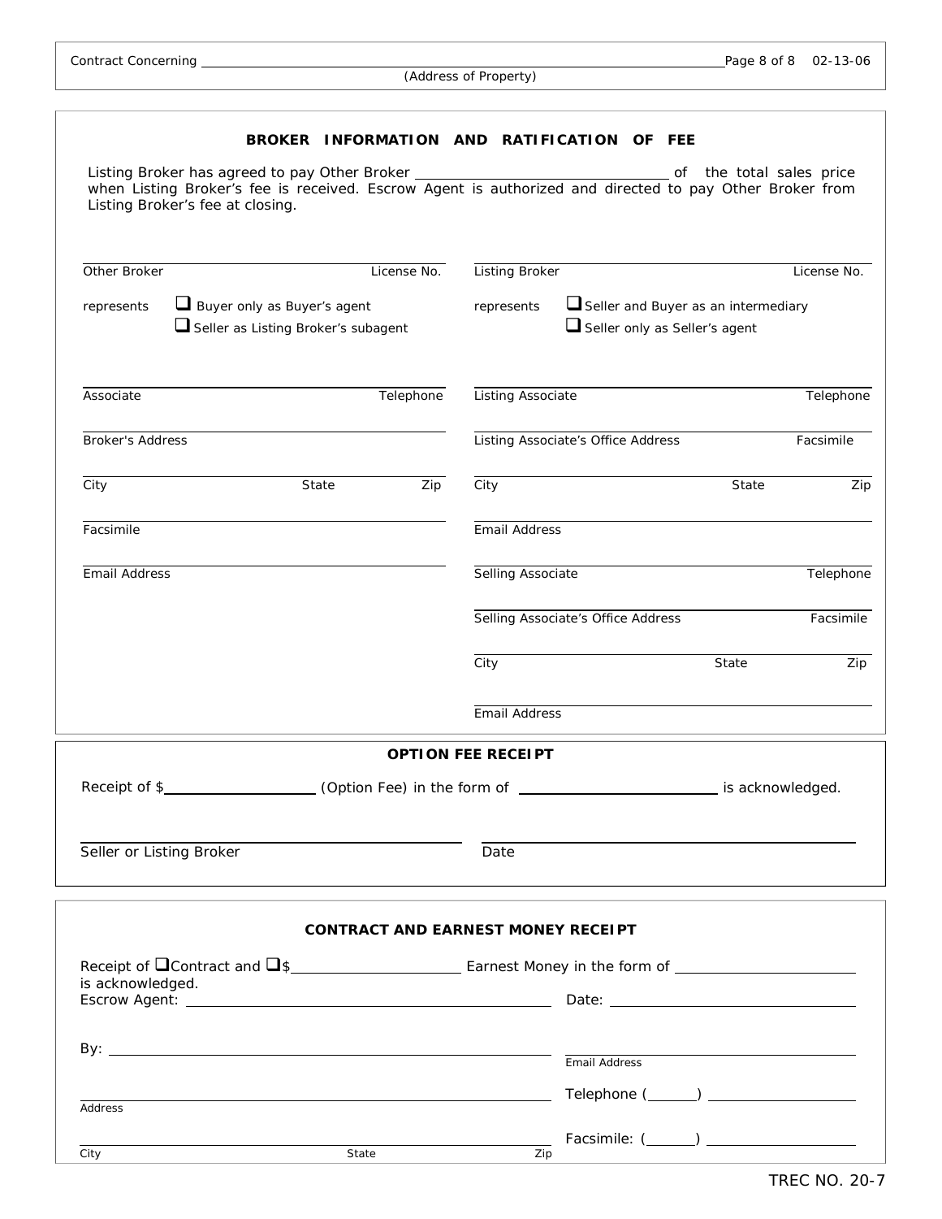Contract Concerning ______________________________________________________________
(Address of Property)

## BROKER INFORMATION AND RATIFICATION OF FEE

Listing Broker has agreed to pay Other Broker ______________________ of the total sales price when Listing Broker's fee is received. Escrow Agent is authorized and directed to pay Other Broker from Listing Broker's fee at closing.

| | |
|---|---|
| Other Broker ______ License No. | Listing Broker ______ License No. |
| represents ❑ Buyer only as Buyer's agent ❑ Seller as Listing Broker's subagent | represents ❑ Seller and Buyer as an intermediary ❑ Seller only as Seller's agent |
| Associate ______ Telephone | Listing Associate ______ Telephone |
| Broker's Address | Listing Associate's Office Address ______ Facsimile |
| City ______ State ______ Zip | City ______ State ______ Zip |
| Facsimile | Email Address |
| Email Address | Selling Associate ______ Telephone |
| | Selling Associate's Office Address ______ Facsimile |
| | City ______ State ______ Zip |
| | Email Address |

## OPTION FEE RECEIPT

Receipt of $__________________ (Option Fee) in the form of ______________________ is acknowledged.

______________________________ ______________________________
Seller or Listing Broker Date

## CONTRACT AND EARNEST MONEY RECEIPT

Receipt of ❑Contract and ❑$____________________ Earnest Money in the form of ____________________ is acknowledged.

Escrow Agent: ______________________________ Date: ______________________

By: ______________________________ ______________________
Email Address

______________________________ Telephone (______) ______________
Address

______________________________ Facsimile: (______) ______________
City State Zip

TREC NO. 20-7